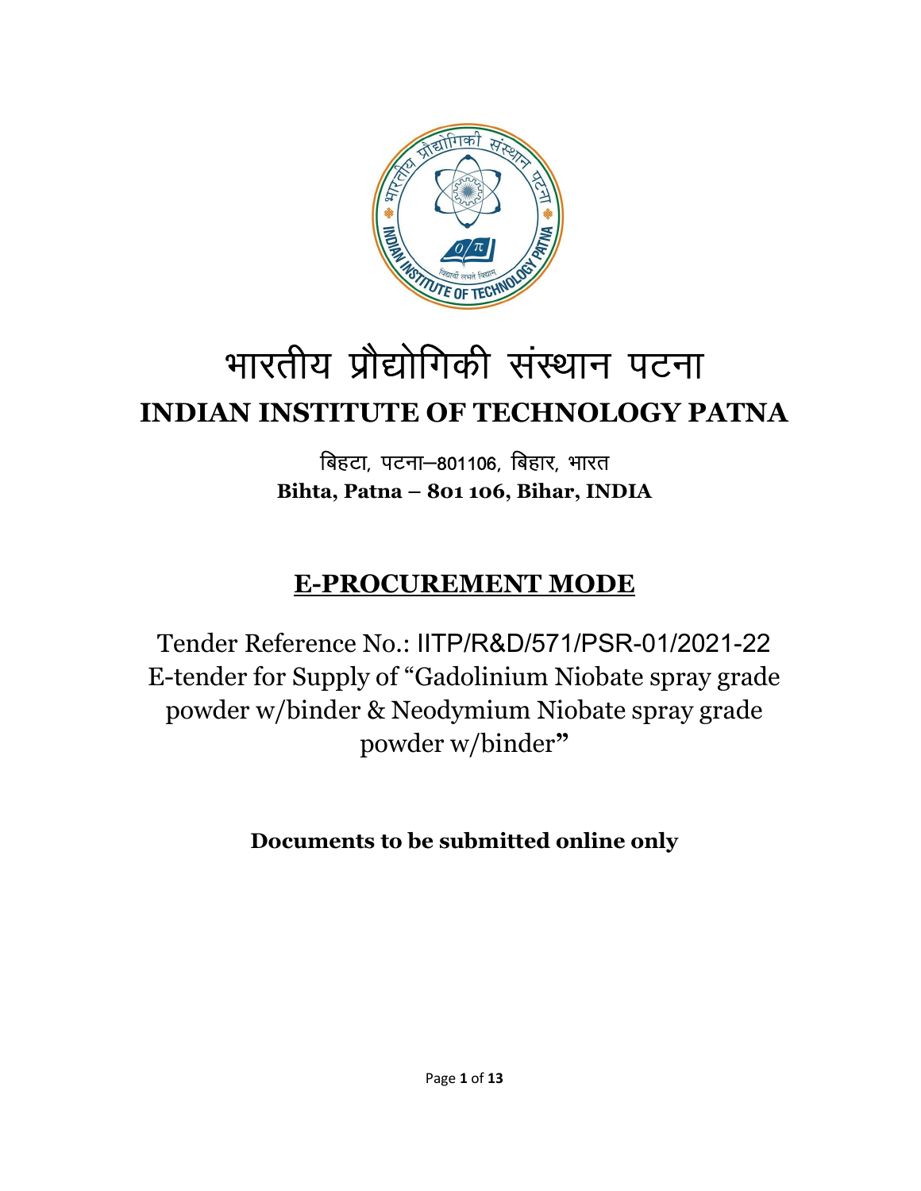# भारतीय प्रौद्योगिकी संस्थान पटना

# INDIAN INSTITUTE OF TECHNOLOGY PATNA

बिहटा, पटना–801106, बिहार, भारत

**Bihta, Patna – 801 106, Bihar, INDIA**

## E-PROCUREMENT MODE

Tender Reference No.: IITP/R&D/571/PSR-01/2021-22
E-tender for Supply of "Gadolinium Niobate spray grade powder w/binder & Neodymium Niobate spray grade powder w/binder"

**Documents to be submitted online only**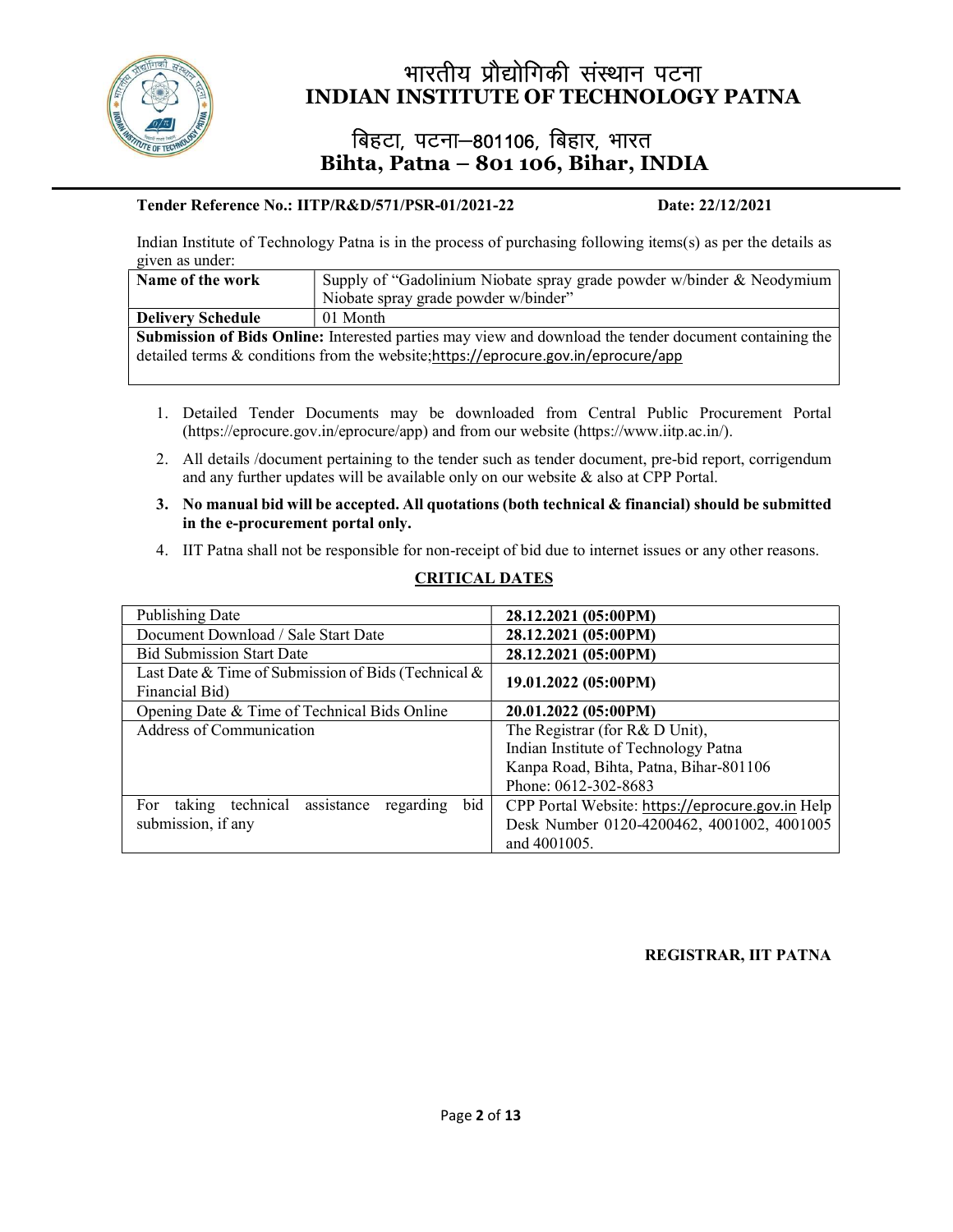# भारतीय प्रौद्योगिकी संस्थान पटना
# INDIAN INSTITUTE OF TECHNOLOGY PATNA

## बिहटा, पटना–801106, बिहार, भारत
## Bihta, Patna – 801 106, Bihar, INDIA

**Tender Reference No.: IITP/R&D/571/PSR-01/2021-22** **Date: 22/12/2021**

Indian Institute of Technology Patna is in the process of purchasing following items(s) as per the details as given as under:

| **Name of the work** | Supply of "Gadolinium Niobate spray grade powder w/binder & Neodymium Niobate spray grade powder w/binder" |
|---|---|
| **Delivery Schedule** | 01 Month |
| **Submission of Bids Online:** Interested parties may view and download the tender document containing the detailed terms & conditions from the website;https://eprocure.gov.in/eprocure/app | |

1. Detailed Tender Documents may be downloaded from Central Public Procurement Portal (https://eprocure.gov.in/eprocure/app) and from our website (https://www.iitp.ac.in/).
2. All details /document pertaining to the tender such as tender document, pre-bid report, corrigendum and any further updates will be available only on our website & also at CPP Portal.
3. **No manual bid will be accepted. All quotations (both technical & financial) should be submitted in the e-procurement portal only.**
4. IIT Patna shall not be responsible for non-receipt of bid due to internet issues or any other reasons.

**CRITICAL DATES**

| Publishing Date | **28.12.2021 (05:00PM)** |
|---|---|
| Document Download / Sale Start Date | **28.12.2021 (05:00PM)** |
| Bid Submission Start Date | **28.12.2021 (05:00PM)** |
| Last Date & Time of Submission of Bids (Technical & Financial Bid) | **19.01.2022 (05:00PM)** |
| Opening Date & Time of Technical Bids Online | **20.01.2022 (05:00PM)** |
| Address of Communication | The Registrar (for R& D Unit), Indian Institute of Technology Patna Kanpa Road, Bihta, Patna, Bihar-801106 Phone: 0612-302-8683 |
| For taking technical assistance regarding bid submission, if any | CPP Portal Website: https://eprocure.gov.in Help Desk Number 0120-4200462, 4001002, 4001005 and 4001005. |

**REGISTRAR, IIT PATNA**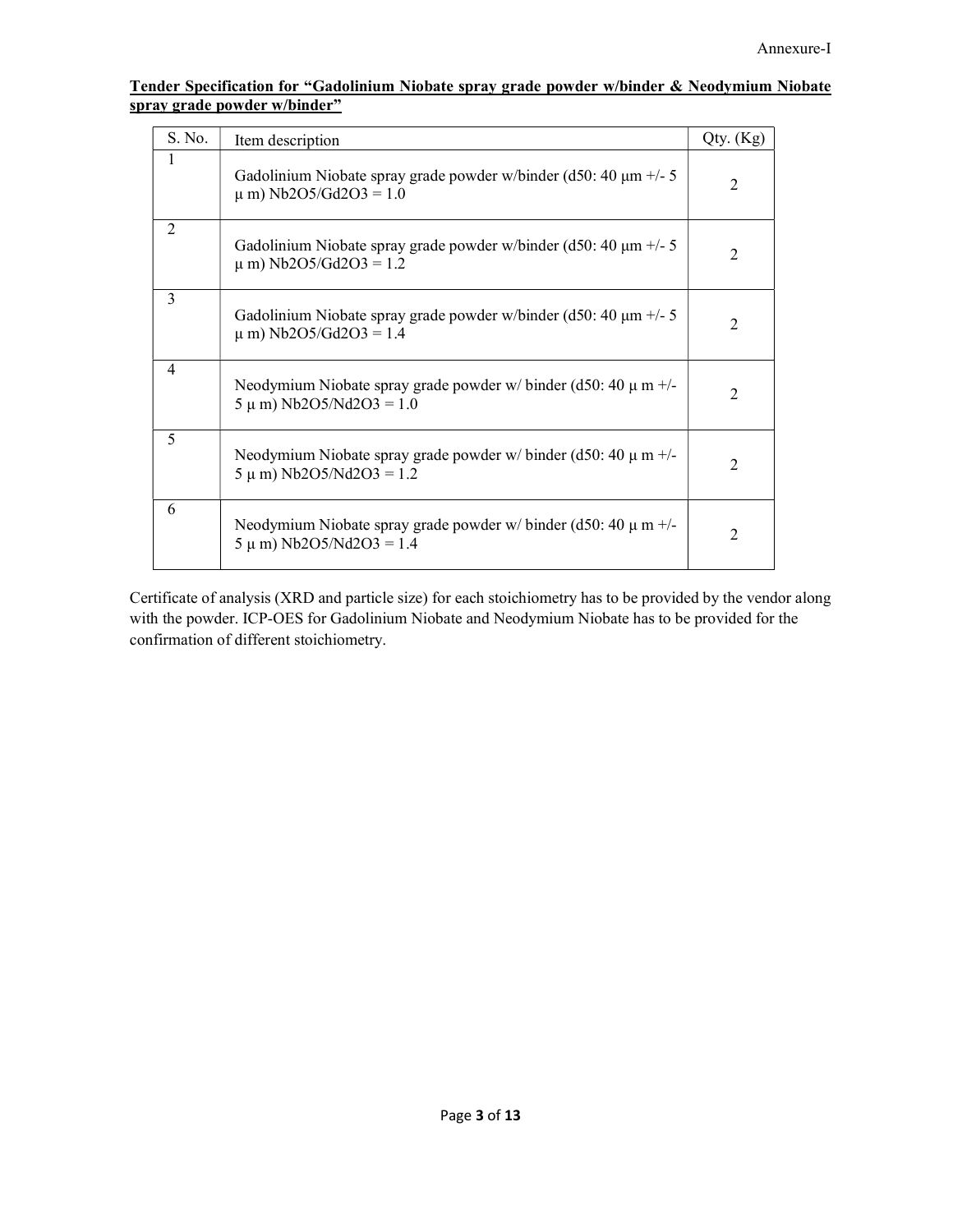Annexure-I

**Tender Specification for "Gadolinium Niobate spray grade powder w/binder & Neodymium Niobate spray grade powder w/binder"**

| S. No. | Item description | Qty. (Kg) |
|---|---|---|
| 1 | Gadolinium Niobate spray grade powder w/binder (d50: 40 µm +/- 5 µ m) $Nb_2O_5/Gd_2O_3 = 1.0$ | 2 |
| 2 | Gadolinium Niobate spray grade powder w/binder (d50: 40 µm +/- 5 µ m) $Nb_2O_5/Gd_2O_3 = 1.2$ | 2 |
| 3 | Gadolinium Niobate spray grade powder w/binder (d50: 40 µm +/- 5 µ m) $Nb_2O_5/Gd_2O_3 = 1.4$ | 2 |
| 4 | Neodymium Niobate spray grade powder w/ binder (d50: 40 µ m +/- 5 µ m) $Nb_2O_5/Nd_2O_3 = 1.0$ | 2 |
| 5 | Neodymium Niobate spray grade powder w/ binder (d50: 40 µ m +/- 5 µ m) $Nb_2O_5/Nd_2O_3 = 1.2$ | 2 |
| 6 | Neodymium Niobate spray grade powder w/ binder (d50: 40 µ m +/- 5 µ m) $Nb_2O_5/Nd_2O_3 = 1.4$ | 2 |

Certificate of analysis (XRD and particle size) for each stoichiometry has to be provided by the vendor along with the powder. ICP-OES for Gadolinium Niobate and Neodymium Niobate has to be provided for the confirmation of different stoichiometry.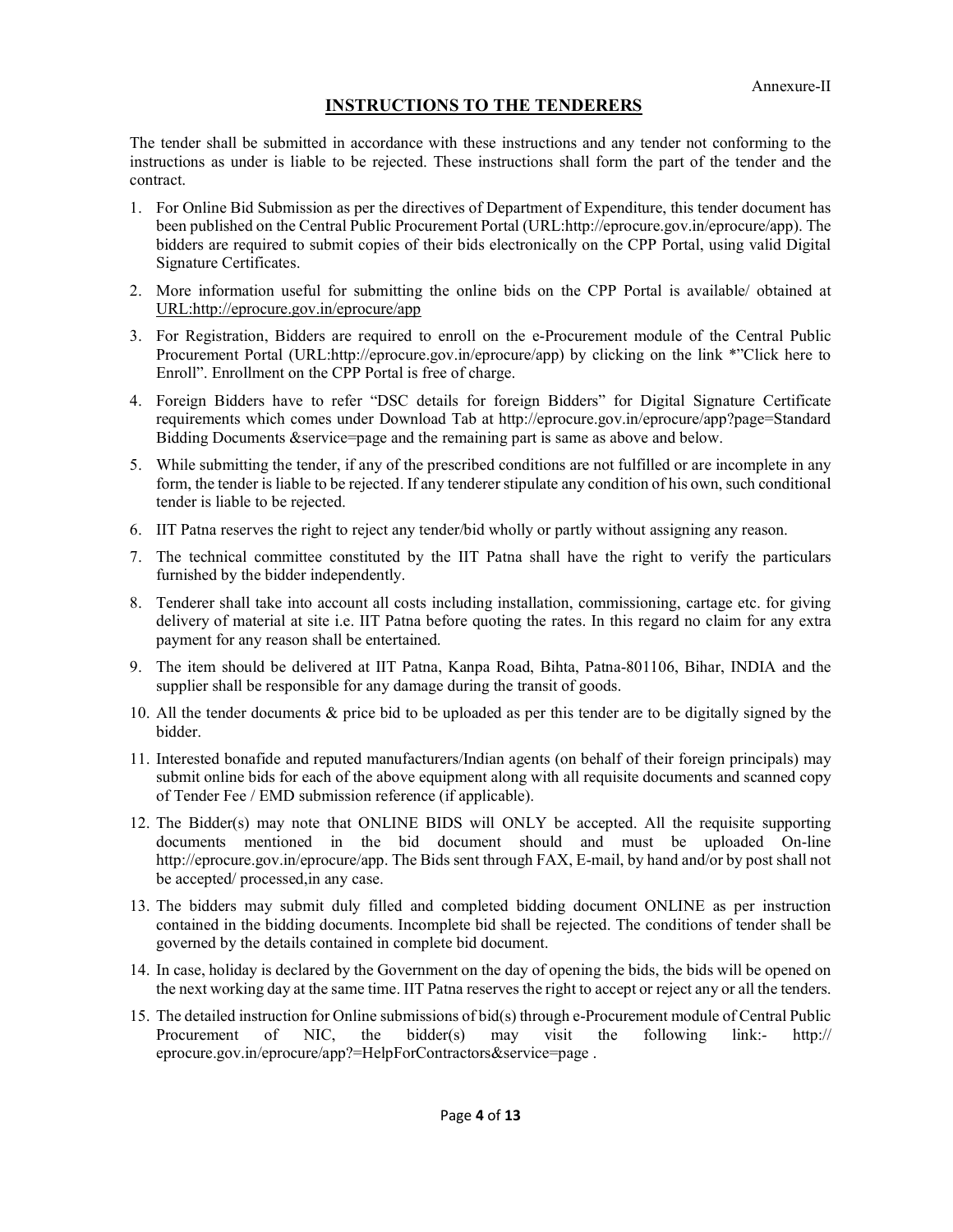Annexure-II

## INSTRUCTIONS TO THE TENDERERS

The tender shall be submitted in accordance with these instructions and any tender not conforming to the instructions as under is liable to be rejected. These instructions shall form the part of the tender and the contract.

1. For Online Bid Submission as per the directives of Department of Expenditure, this tender document has been published on the Central Public Procurement Portal (URL:http://eprocure.gov.in/eprocure/app). The bidders are required to submit copies of their bids electronically on the CPP Portal, using valid Digital Signature Certificates.
2. More information useful for submitting the online bids on the CPP Portal is available/ obtained at URL:http://eprocure.gov.in/eprocure/app
3. For Registration, Bidders are required to enroll on the e-Procurement module of the Central Public Procurement Portal (URL:http://eprocure.gov.in/eprocure/app) by clicking on the link *"Click here to Enroll". Enrollment on the CPP Portal is free of charge.
4. Foreign Bidders have to refer "DSC details for foreign Bidders" for Digital Signature Certificate requirements which comes under Download Tab at http://eprocure.gov.in/eprocure/app?page=Standard Bidding Documents &service=page and the remaining part is same as above and below.
5. While submitting the tender, if any of the prescribed conditions are not fulfilled or are incomplete in any form, the tender is liable to be rejected. If any tenderer stipulate any condition of his own, such conditional tender is liable to be rejected.
6. IIT Patna reserves the right to reject any tender/bid wholly or partly without assigning any reason.
7. The technical committee constituted by the IIT Patna shall have the right to verify the particulars furnished by the bidder independently.
8. Tenderer shall take into account all costs including installation, commissioning, cartage etc. for giving delivery of material at site i.e. IIT Patna before quoting the rates. In this regard no claim for any extra payment for any reason shall be entertained.
9. The item should be delivered at IIT Patna, Kanpa Road, Bihta, Patna-801106, Bihar, INDIA and the supplier shall be responsible for any damage during the transit of goods.
10. All the tender documents & price bid to be uploaded as per this tender are to be digitally signed by the bidder.
11. Interested bonafide and reputed manufacturers/Indian agents (on behalf of their foreign principals) may submit online bids for each of the above equipment along with all requisite documents and scanned copy of Tender Fee / EMD submission reference (if applicable).
12. The Bidder(s) may note that ONLINE BIDS will ONLY be accepted. All the requisite supporting documents mentioned in the bid document should and must be uploaded On-line http://eprocure.gov.in/eprocure/app. The Bids sent through FAX, E-mail, by hand and/or by post shall not be accepted/ processed,in any case.
13. The bidders may submit duly filled and completed bidding document ONLINE as per instruction contained in the bidding documents. Incomplete bid shall be rejected. The conditions of tender shall be governed by the details contained in complete bid document.
14. In case, holiday is declared by the Government on the day of opening the bids, the bids will be opened on the next working day at the same time. IIT Patna reserves the right to accept or reject any or all the tenders.
15. The detailed instruction for Online submissions of bid(s) through e-Procurement module of Central Public Procurement of NIC, the bidder(s) may visit the following link:- http:// eprocure.gov.in/eprocure/app?=HelpForContractors&service=page .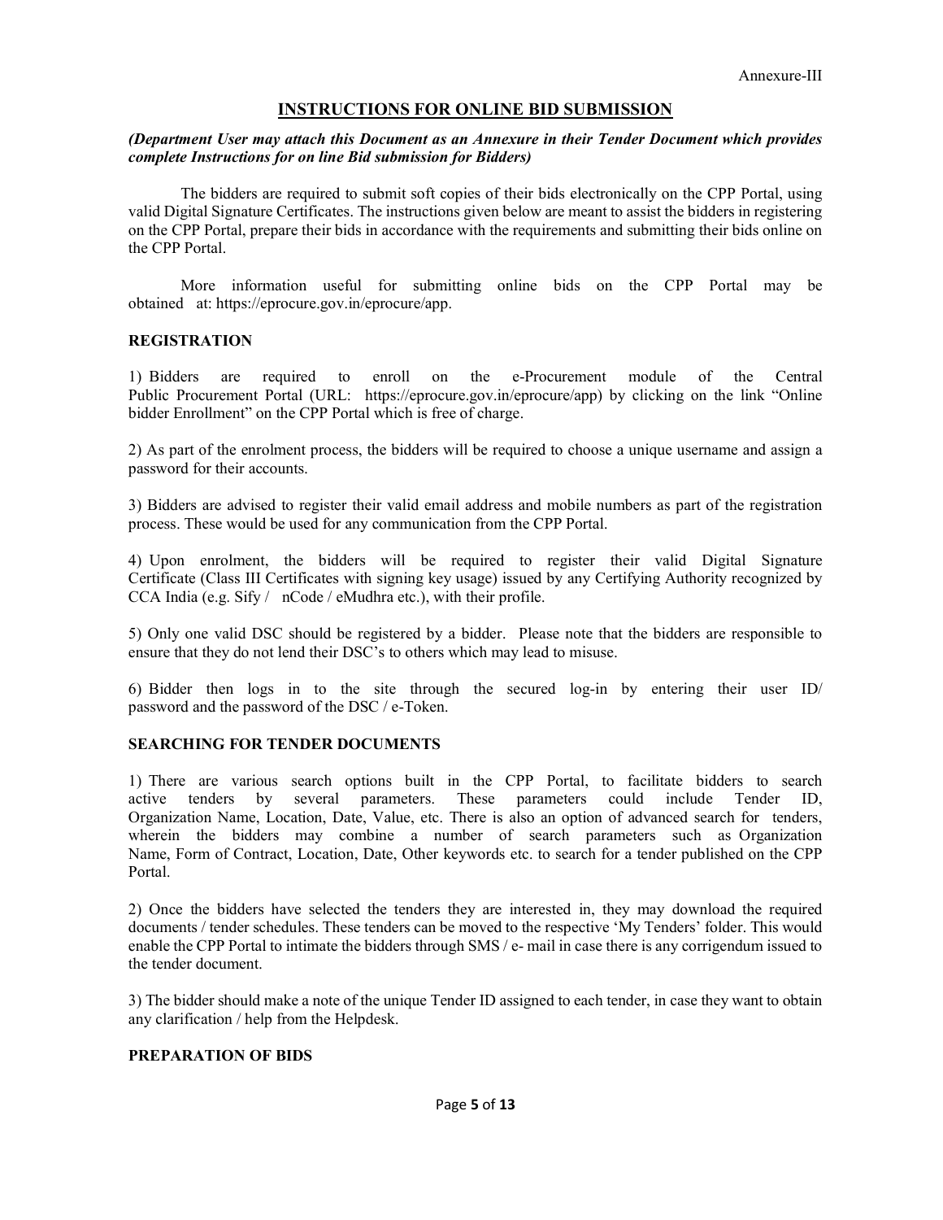Annexure-III

## INSTRUCTIONS FOR ONLINE BID SUBMISSION

***(Department User may attach this Document as an Annexure in their Tender Document which provides complete Instructions for on line Bid submission for Bidders)***

The bidders are required to submit soft copies of their bids electronically on the CPP Portal, using valid Digital Signature Certificates. The instructions given below are meant to assist the bidders in registering on the CPP Portal, prepare their bids in accordance with the requirements and submitting their bids online on the CPP Portal.

More information useful for submitting online bids on the CPP Portal may be obtained at: https://eprocure.gov.in/eprocure/app.

### REGISTRATION

1) Bidders are required to enroll on the e-Procurement module of the Central Public Procurement Portal (URL: https://eprocure.gov.in/eprocure/app) by clicking on the link "Online bidder Enrollment" on the CPP Portal which is free of charge.

2) As part of the enrolment process, the bidders will be required to choose a unique username and assign a password for their accounts.

3) Bidders are advised to register their valid email address and mobile numbers as part of the registration process. These would be used for any communication from the CPP Portal.

4) Upon enrolment, the bidders will be required to register their valid Digital Signature Certificate (Class III Certificates with signing key usage) issued by any Certifying Authority recognized by CCA India (e.g. Sify / nCode / eMudhra etc.), with their profile.

5) Only one valid DSC should be registered by a bidder. Please note that the bidders are responsible to ensure that they do not lend their DSC's to others which may lead to misuse.

6) Bidder then logs in to the site through the secured log-in by entering their user ID/ password and the password of the DSC / e-Token.

### SEARCHING FOR TENDER DOCUMENTS

1) There are various search options built in the CPP Portal, to facilitate bidders to search active tenders by several parameters. These parameters could include Tender ID, Organization Name, Location, Date, Value, etc. There is also an option of advanced search for tenders, wherein the bidders may combine a number of search parameters such as Organization Name, Form of Contract, Location, Date, Other keywords etc. to search for a tender published on the CPP Portal.

2) Once the bidders have selected the tenders they are interested in, they may download the required documents / tender schedules. These tenders can be moved to the respective 'My Tenders' folder. This would enable the CPP Portal to intimate the bidders through SMS / e- mail in case there is any corrigendum issued to the tender document.

3) The bidder should make a note of the unique Tender ID assigned to each tender, in case they want to obtain any clarification / help from the Helpdesk.

### PREPARATION OF BIDS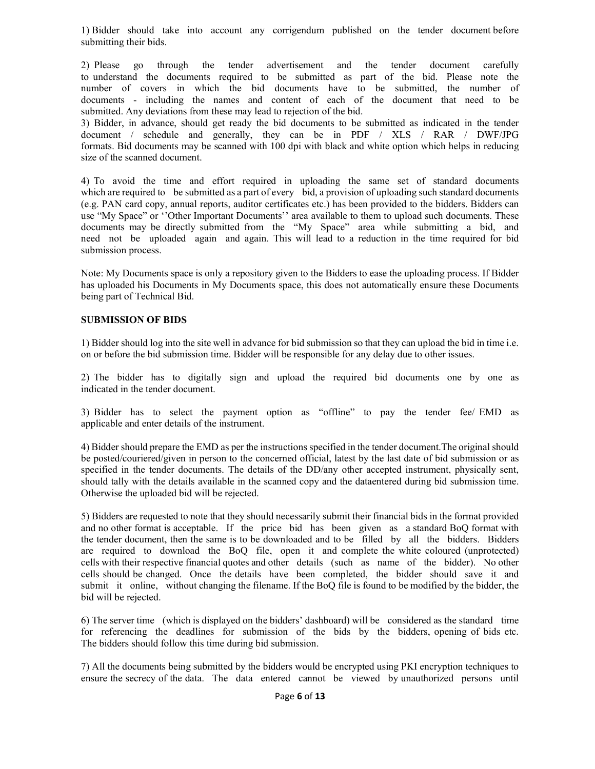1) Bidder should take into account any corrigendum published on the tender document before submitting their bids.

2) Please go through the tender advertisement and the tender document carefully to understand the documents required to be submitted as part of the bid. Please note the number of covers in which the bid documents have to be submitted, the number of documents - including the names and content of each of the document that need to be submitted. Any deviations from these may lead to rejection of the bid.

3) Bidder, in advance, should get ready the bid documents to be submitted as indicated in the tender document / schedule and generally, they can be in PDF / XLS / RAR / DWF/JPG formats. Bid documents may be scanned with 100 dpi with black and white option which helps in reducing size of the scanned document.

4) To avoid the time and effort required in uploading the same set of standard documents which are required to be submitted as a part of every bid, a provision of uploading such standard documents (e.g. PAN card copy, annual reports, auditor certificates etc.) has been provided to the bidders. Bidders can use "My Space" or ''Other Important Documents'' area available to them to upload such documents. These documents may be directly submitted from the "My Space" area while submitting a bid, and need not be uploaded again and again. This will lead to a reduction in the time required for bid submission process.

Note: My Documents space is only a repository given to the Bidders to ease the uploading process. If Bidder has uploaded his Documents in My Documents space, this does not automatically ensure these Documents being part of Technical Bid.

**SUBMISSION OF BIDS**

1) Bidder should log into the site well in advance for bid submission so that they can upload the bid in time i.e. on or before the bid submission time. Bidder will be responsible for any delay due to other issues.

2) The bidder has to digitally sign and upload the required bid documents one by one as indicated in the tender document.

3) Bidder has to select the payment option as "offline" to pay the tender fee/ EMD as applicable and enter details of the instrument.

4) Bidder should prepare the EMD as per the instructions specified in the tender document.The original should be posted/couriered/given in person to the concerned official, latest by the last date of bid submission or as specified in the tender documents. The details of the DD/any other accepted instrument, physically sent, should tally with the details available in the scanned copy and the dataentered during bid submission time. Otherwise the uploaded bid will be rejected.

5) Bidders are requested to note that they should necessarily submit their financial bids in the format provided and no other format is acceptable. If the price bid has been given as a standard BoQ format with the tender document, then the same is to be downloaded and to be filled by all the bidders. Bidders are required to download the BoQ file, open it and complete the white coloured (unprotected) cells with their respective financial quotes and other details (such as name of the bidder). No other cells should be changed. Once the details have been completed, the bidder should save it and submit it online, without changing the filename. If the BoQ file is found to be modified by the bidder, the bid will be rejected.

6) The server time (which is displayed on the bidders' dashboard) will be considered as the standard time for referencing the deadlines for submission of the bids by the bidders, opening of bids etc. The bidders should follow this time during bid submission.

7) All the documents being submitted by the bidders would be encrypted using PKI encryption techniques to ensure the secrecy of the data. The data entered cannot be viewed by unauthorized persons until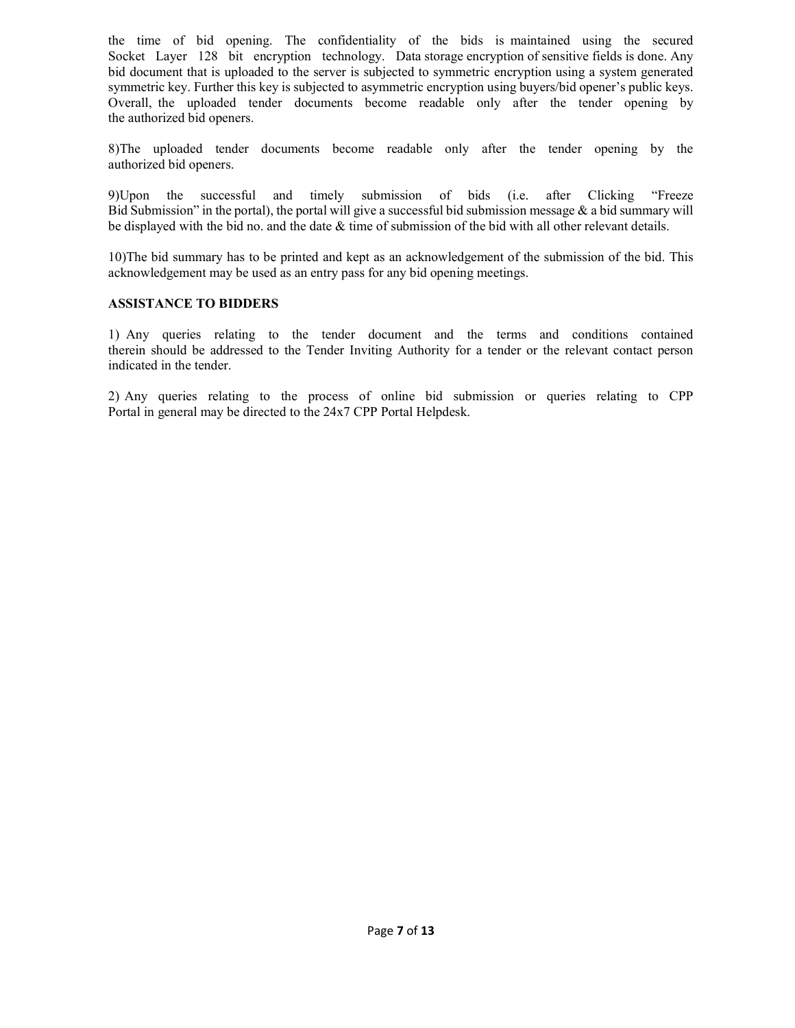the time of bid opening. The confidentiality of the bids is maintained using the secured Socket Layer 128 bit encryption technology. Data storage encryption of sensitive fields is done. Any bid document that is uploaded to the server is subjected to symmetric encryption using a system generated symmetric key. Further this key is subjected to asymmetric encryption using buyers/bid opener's public keys. Overall, the uploaded tender documents become readable only after the tender opening by the authorized bid openers.

8)The uploaded tender documents become readable only after the tender opening by the authorized bid openers.

9)Upon the successful and timely submission of bids (i.e. after Clicking "Freeze Bid Submission" in the portal), the portal will give a successful bid submission message & a bid summary will be displayed with the bid no. and the date & time of submission of the bid with all other relevant details.

10)The bid summary has to be printed and kept as an acknowledgement of the submission of the bid. This acknowledgement may be used as an entry pass for any bid opening meetings.

**ASSISTANCE TO BIDDERS**

1) Any queries relating to the tender document and the terms and conditions contained therein should be addressed to the Tender Inviting Authority for a tender or the relevant contact person indicated in the tender.

2) Any queries relating to the process of online bid submission or queries relating to CPP Portal in general may be directed to the 24x7 CPP Portal Helpdesk.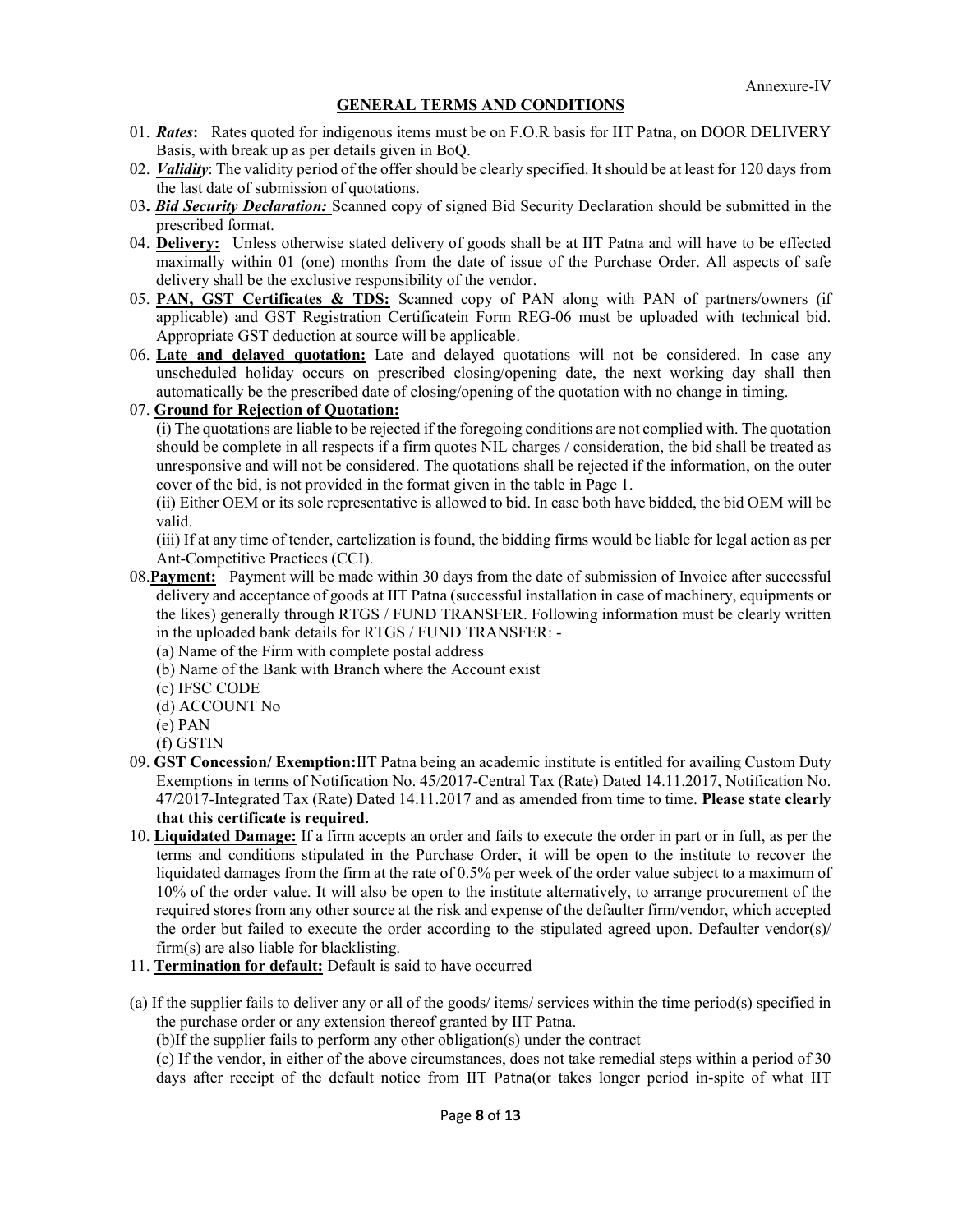Annexure-IV

## GENERAL TERMS AND CONDITIONS

01. ***Rates*:** Rates quoted for indigenous items must be on F.O.R basis for IIT Patna, on DOOR DELIVERY Basis, with break up as per details given in BoQ.

02. ***Validity***: The validity period of the offer should be clearly specified. It should be at least for 120 days from the last date of submission of quotations.

03. ***Bid Security Declaration:*** Scanned copy of signed Bid Security Declaration should be submitted in the prescribed format.

04. **Delivery:** Unless otherwise stated delivery of goods shall be at IIT Patna and will have to be effected maximally within 01 (one) months from the date of issue of the Purchase Order. All aspects of safe delivery shall be the exclusive responsibility of the vendor.

05. **PAN, GST Certificates & TDS:** Scanned copy of PAN along with PAN of partners/owners (if applicable) and GST Registration Certificatein Form REG-06 must be uploaded with technical bid. Appropriate GST deduction at source will be applicable.

06. **Late and delayed quotation:** Late and delayed quotations will not be considered. In case any unscheduled holiday occurs on prescribed closing/opening date, the next working day shall then automatically be the prescribed date of closing/opening of the quotation with no change in timing.

07. **Ground for Rejection of Quotation:**

(i) The quotations are liable to be rejected if the foregoing conditions are not complied with. The quotation should be complete in all respects if a firm quotes NIL charges / consideration, the bid shall be treated as unresponsive and will not be considered. The quotations shall be rejected if the information, on the outer cover of the bid, is not provided in the format given in the table in Page 1.

(ii) Either OEM or its sole representative is allowed to bid. In case both have bidded, the bid OEM will be valid.

(iii) If at any time of tender, cartelization is found, the bidding firms would be liable for legal action as per Ant-Competitive Practices (CCI).

08. **Payment:** Payment will be made within 30 days from the date of submission of Invoice after successful delivery and acceptance of goods at IIT Patna (successful installation in case of machinery, equipments or the likes) generally through RTGS / FUND TRANSFER. Following information must be clearly written in the uploaded bank details for RTGS / FUND TRANSFER: -

(a) Name of the Firm with complete postal address
(b) Name of the Bank with Branch where the Account exist
(c) IFSC CODE
(d) ACCOUNT No
(e) PAN
(f) GSTIN

09. **GST Concession/ Exemption:** IIT Patna being an academic institute is entitled for availing Custom Duty Exemptions in terms of Notification No. 45/2017-Central Tax (Rate) Dated 14.11.2017, Notification No. 47/2017-Integrated Tax (Rate) Dated 14.11.2017 and as amended from time to time. **Please state clearly that this certificate is required.**

10. **Liquidated Damage:** If a firm accepts an order and fails to execute the order in part or in full, as per the terms and conditions stipulated in the Purchase Order, it will be open to the institute to recover the liquidated damages from the firm at the rate of 0.5% per week of the order value subject to a maximum of 10% of the order value. It will also be open to the institute alternatively, to arrange procurement of the required stores from any other source at the risk and expense of the defaulter firm/vendor, which accepted the order but failed to execute the order according to the stipulated agreed upon. Defaulter vendor(s)/ firm(s) are also liable for blacklisting.

11. **Termination for default:** Default is said to have occurred

(a) If the supplier fails to deliver any or all of the goods/ items/ services within the time period(s) specified in the purchase order or any extension thereof granted by IIT Patna.

(b)If the supplier fails to perform any other obligation(s) under the contract

(c) If the vendor, in either of the above circumstances, does not take remedial steps within a period of 30 days after receipt of the default notice from IIT Patna(or takes longer period in-spite of what IIT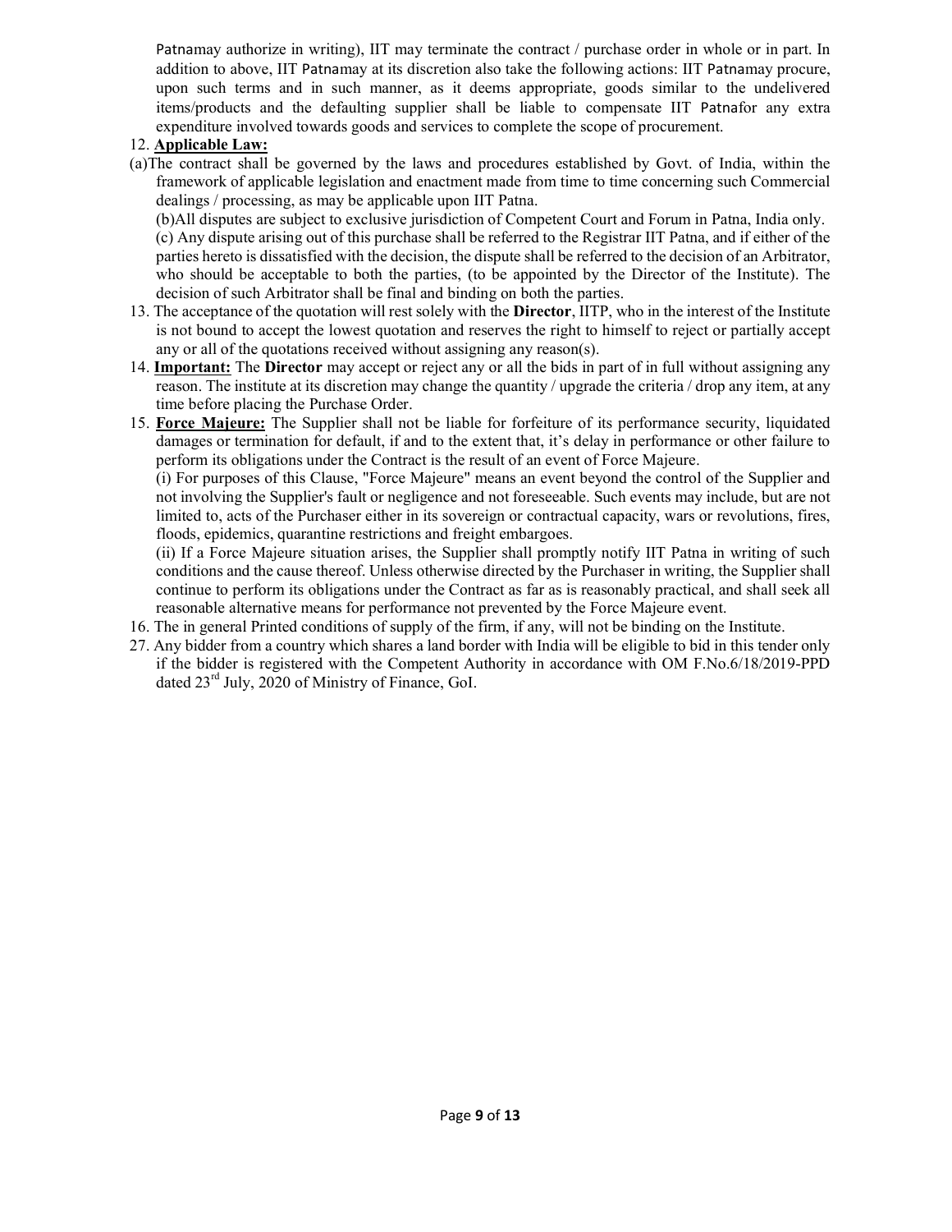Patnamay authorize in writing), IIT may terminate the contract / purchase order in whole or in part. In addition to above, IIT Patnamay at its discretion also take the following actions: IIT Patnamay procure, upon such terms and in such manner, as it deems appropriate, goods similar to the undelivered items/products and the defaulting supplier shall be liable to compensate IIT Patnafor any extra expenditure involved towards goods and services to complete the scope of procurement.

12. **Applicable Law:**

(a)The contract shall be governed by the laws and procedures established by Govt. of India, within the framework of applicable legislation and enactment made from time to time concerning such Commercial dealings / processing, as may be applicable upon IIT Patna.

(b)All disputes are subject to exclusive jurisdiction of Competent Court and Forum in Patna, India only.

(c) Any dispute arising out of this purchase shall be referred to the Registrar IIT Patna, and if either of the parties hereto is dissatisfied with the decision, the dispute shall be referred to the decision of an Arbitrator, who should be acceptable to both the parties, (to be appointed by the Director of the Institute). The decision of such Arbitrator shall be final and binding on both the parties.

13. The acceptance of the quotation will rest solely with the **Director**, IITP, who in the interest of the Institute is not bound to accept the lowest quotation and reserves the right to himself to reject or partially accept any or all of the quotations received without assigning any reason(s).

14. **Important:** The **Director** may accept or reject any or all the bids in part of in full without assigning any reason. The institute at its discretion may change the quantity / upgrade the criteria / drop any item, at any time before placing the Purchase Order.

15. **Force Majeure:** The Supplier shall not be liable for forfeiture of its performance security, liquidated damages or termination for default, if and to the extent that, it's delay in performance or other failure to perform its obligations under the Contract is the result of an event of Force Majeure.

(i) For purposes of this Clause, "Force Majeure" means an event beyond the control of the Supplier and not involving the Supplier's fault or negligence and not foreseeable. Such events may include, but are not limited to, acts of the Purchaser either in its sovereign or contractual capacity, wars or revolutions, fires, floods, epidemics, quarantine restrictions and freight embargoes.

(ii) If a Force Majeure situation arises, the Supplier shall promptly notify IIT Patna in writing of such conditions and the cause thereof. Unless otherwise directed by the Purchaser in writing, the Supplier shall continue to perform its obligations under the Contract as far as is reasonably practical, and shall seek all reasonable alternative means for performance not prevented by the Force Majeure event.

16. The in general Printed conditions of supply of the firm, if any, will not be binding on the Institute.

27. Any bidder from a country which shares a land border with India will be eligible to bid in this tender only if the bidder is registered with the Competent Authority in accordance with OM F.No.6/18/2019-PPD dated 23rd July, 2020 of Ministry of Finance, GoI.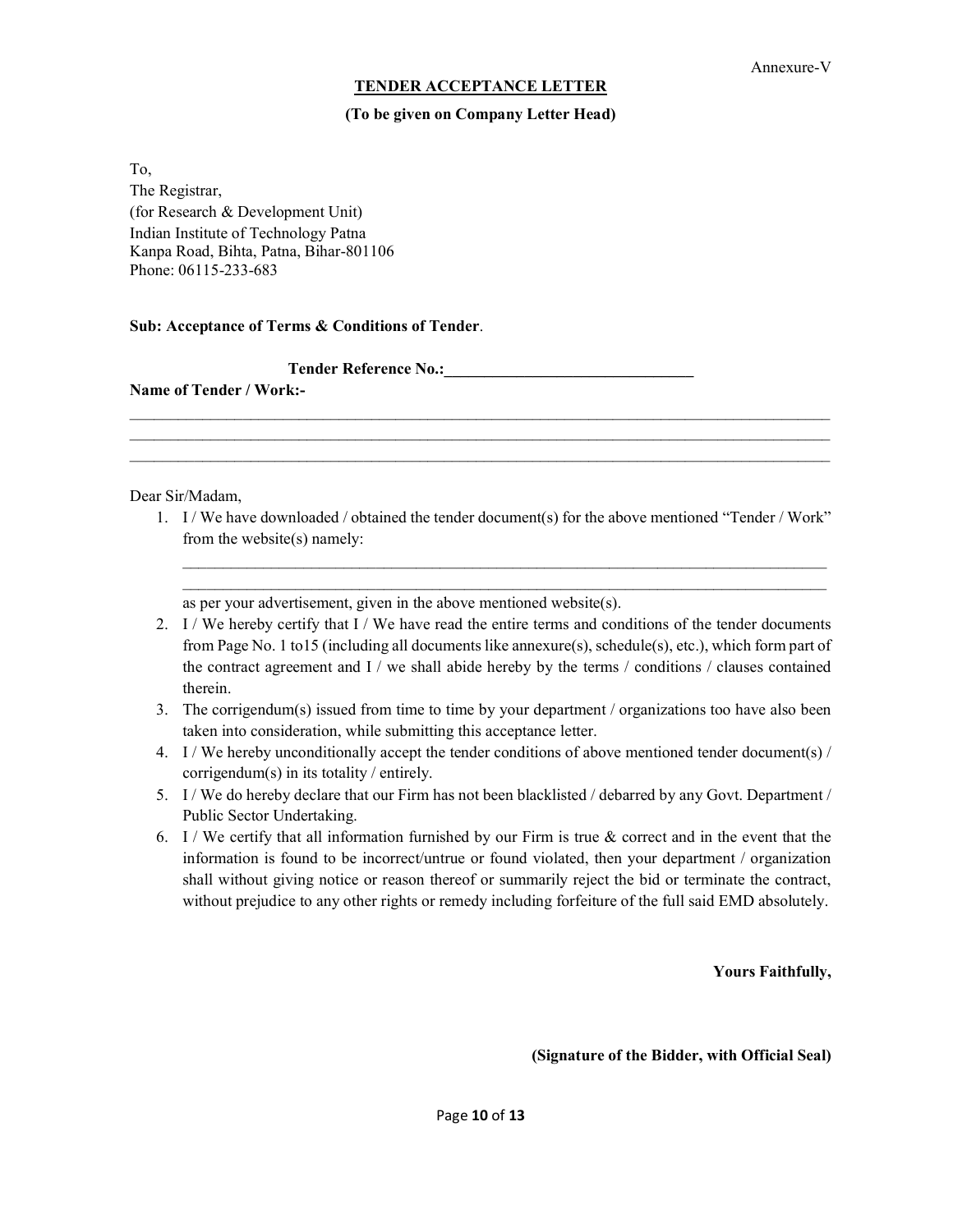Annexure-V

**TENDER ACCEPTANCE LETTER**

**(To be given on Company Letter Head)**

To,
The Registrar,
(for Research & Development Unit)
Indian Institute of Technology Patna
Kanpa Road, Bihta, Patna, Bihar-801106
Phone: 06115-233-683

**Sub: Acceptance of Terms & Conditions of Tender**.

**Tender Reference No.:_______________________________**

**Name of Tender / Work:-**

_____________________________________________________________________________________
_____________________________________________________________________________________
_____________________________________________________________________________________

Dear Sir/Madam,

1. I / We have downloaded / obtained the tender document(s) for the above mentioned "Tender / Work" from the website(s) namely:

   _______________________________________________________________________________
   _______________________________________________________________________________

   as per your advertisement, given in the above mentioned website(s).
2. I / We hereby certify that I / We have read the entire terms and conditions of the tender documents from Page No. 1 to15 (including all documents like annexure(s), schedule(s), etc.), which form part of the contract agreement and I / we shall abide hereby by the terms / conditions / clauses contained therein.
3. The corrigendum(s) issued from time to time by your department / organizations too have also been taken into consideration, while submitting this acceptance letter.
4. I / We hereby unconditionally accept the tender conditions of above mentioned tender document(s) / corrigendum(s) in its totality / entirely.
5. I / We do hereby declare that our Firm has not been blacklisted / debarred by any Govt. Department / Public Sector Undertaking.
6. I / We certify that all information furnished by our Firm is true & correct and in the event that the information is found to be incorrect/untrue or found violated, then your department / organization shall without giving notice or reason thereof or summarily reject the bid or terminate the contract, without prejudice to any other rights or remedy including forfeiture of the full said EMD absolutely.

**Yours Faithfully,**

**(Signature of the Bidder, with Official Seal)**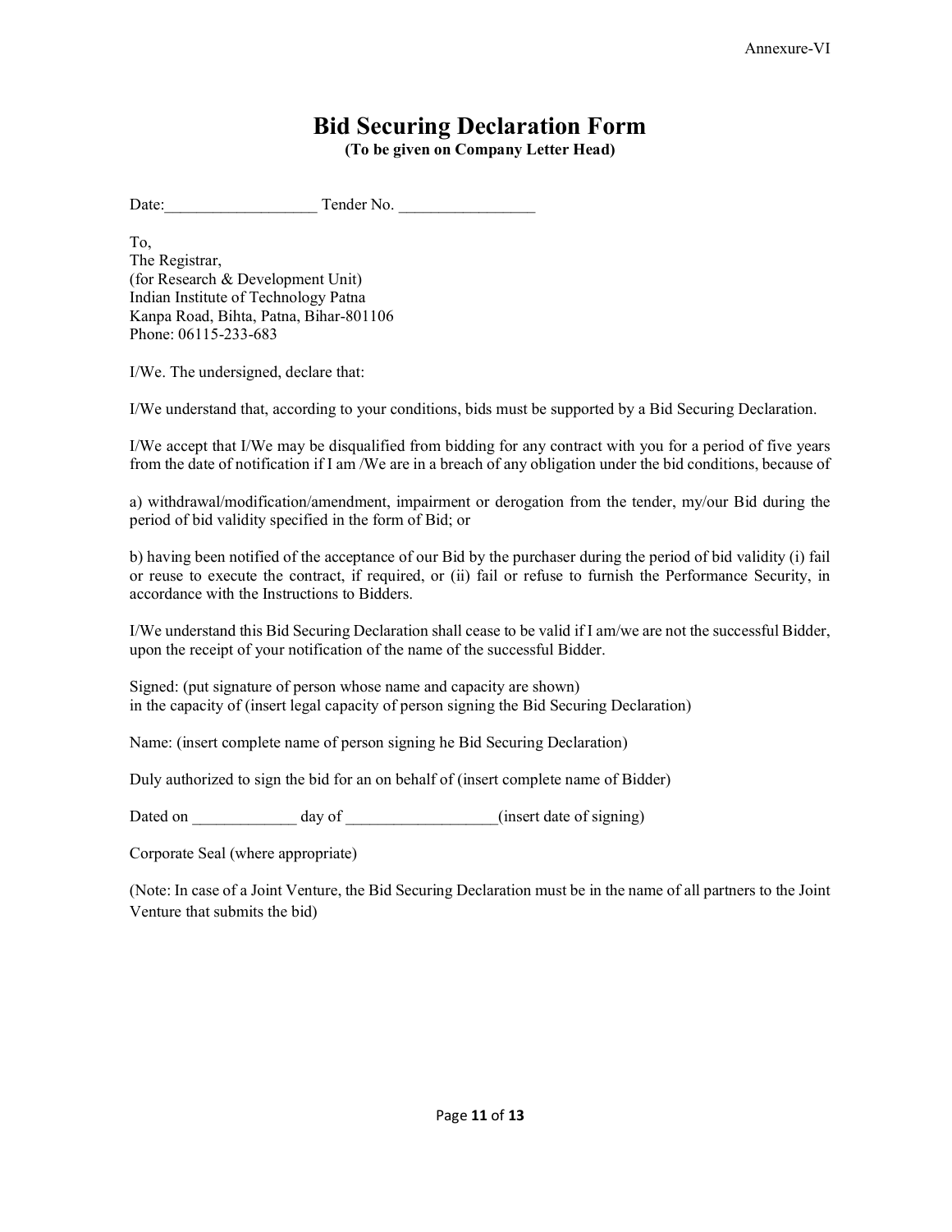Annexure-VI

# Bid Securing Declaration Form

**(To be given on Company Letter Head)**

Date:__________________ Tender No. ________________

To,
The Registrar,
(for Research & Development Unit)
Indian Institute of Technology Patna
Kanpa Road, Bihta, Patna, Bihar-801106
Phone: 06115-233-683

I/We. The undersigned, declare that:

I/We understand that, according to your conditions, bids must be supported by a Bid Securing Declaration.

I/We accept that I/We may be disqualified from bidding for any contract with you for a period of five years from the date of notification if I am /We are in a breach of any obligation under the bid conditions, because of

a) withdrawal/modification/amendment, impairment or derogation from the tender, my/our Bid during the period of bid validity specified in the form of Bid; or

b) having been notified of the acceptance of our Bid by the purchaser during the period of bid validity (i) fail or reuse to execute the contract, if required, or (ii) fail or refuse to furnish the Performance Security, in accordance with the Instructions to Bidders.

I/We understand this Bid Securing Declaration shall cease to be valid if I am/we are not the successful Bidder, upon the receipt of your notification of the name of the successful Bidder.

Signed: (put signature of person whose name and capacity are shown)
in the capacity of (insert legal capacity of person signing the Bid Securing Declaration)

Name: (insert complete name of person signing he Bid Securing Declaration)

Duly authorized to sign the bid for an on behalf of (insert complete name of Bidder)

Dated on _____________ day of __________________(insert date of signing)

Corporate Seal (where appropriate)

(Note: In case of a Joint Venture, the Bid Securing Declaration must be in the name of all partners to the Joint Venture that submits the bid)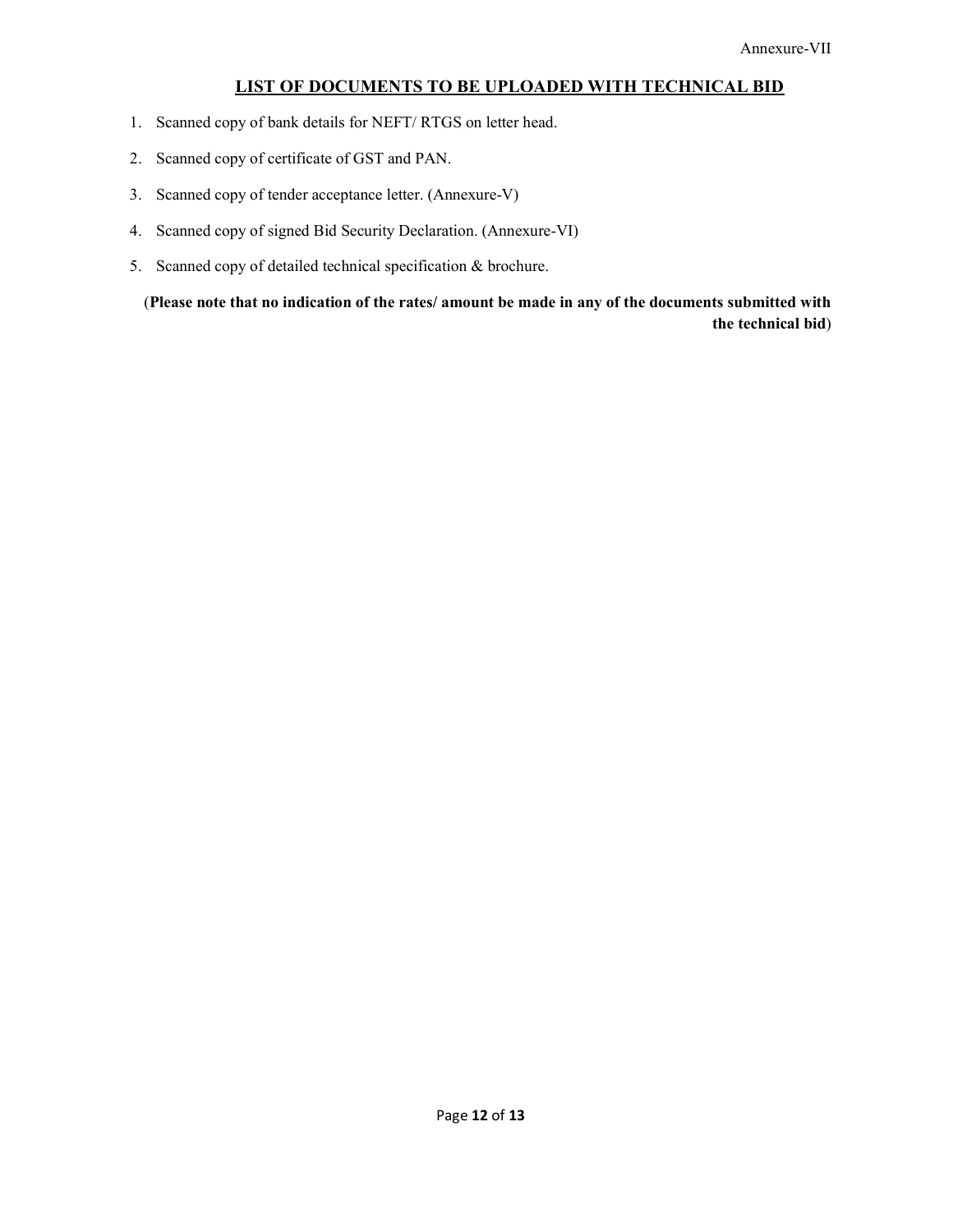Annexure-VII

## LIST OF DOCUMENTS TO BE UPLOADED WITH TECHNICAL BID

1. Scanned copy of bank details for NEFT/ RTGS on letter head.
2. Scanned copy of certificate of GST and PAN.
3. Scanned copy of tender acceptance letter. (Annexure-V)
4. Scanned copy of signed Bid Security Declaration. (Annexure-VI)
5. Scanned copy of detailed technical specification & brochure.

(**Please note that no indication of the rates/ amount be made in any of the documents submitted with the technical bid**)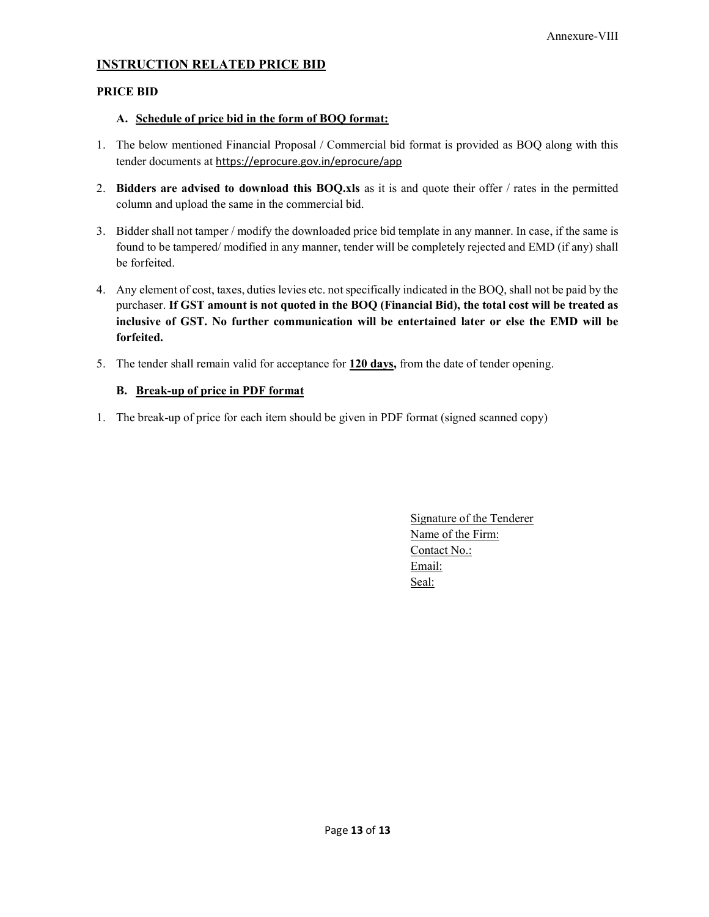Annexure-VIII

## INSTRUCTION RELATED PRICE BID

### PRICE BID

#### A. Schedule of price bid in the form of BOQ format:

1. The below mentioned Financial Proposal / Commercial bid format is provided as BOQ along with this tender documents at https://eprocure.gov.in/eprocure/app
2. **Bidders are advised to download this BOQ.xls** as it is and quote their offer / rates in the permitted column and upload the same in the commercial bid.
3. Bidder shall not tamper / modify the downloaded price bid template in any manner. In case, if the same is found to be tampered/ modified in any manner, tender will be completely rejected and EMD (if any) shall be forfeited.
4. Any element of cost, taxes, duties levies etc. not specifically indicated in the BOQ, shall not be paid by the purchaser. **If GST amount is not quoted in the BOQ (Financial Bid), the total cost will be treated as inclusive of GST. No further communication will be entertained later or else the EMD will be forfeited.**
5. The tender shall remain valid for acceptance for **120 days,** from the date of tender opening.

#### B. Break-up of price in PDF format

1. The break-up of price for each item should be given in PDF format (signed scanned copy)

Signature of the Tenderer
Name of the Firm:
Contact No.:
Email:
Seal: